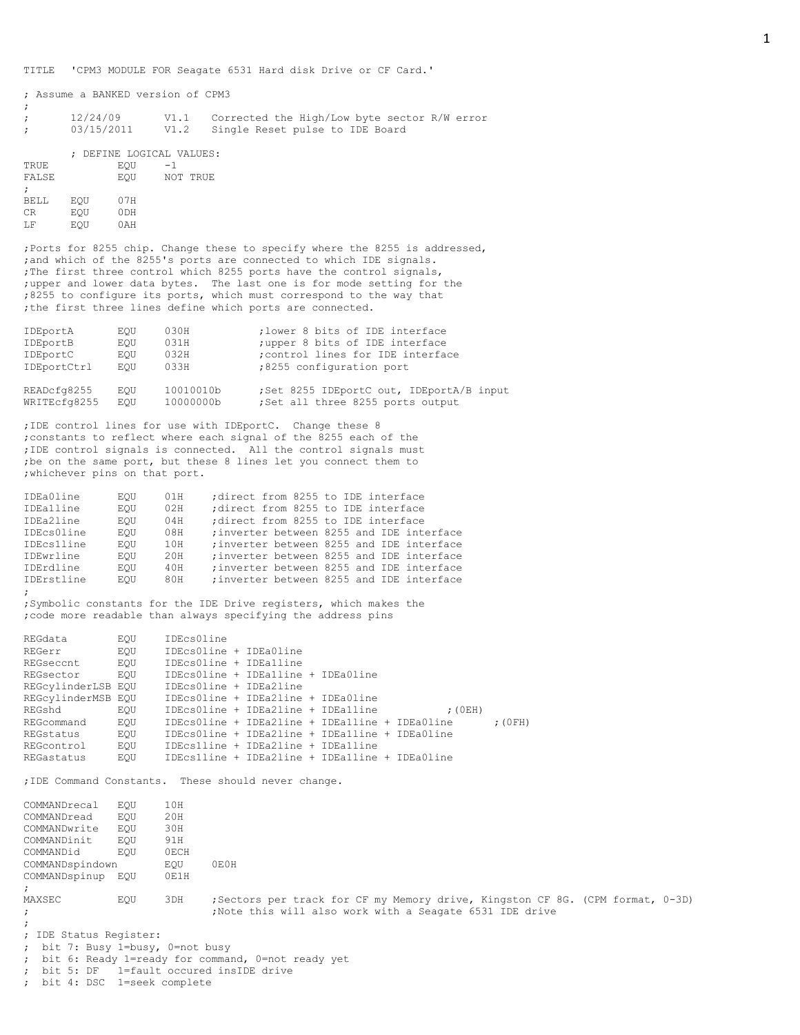```
TITLE   'CPM3 MODULE FOR Seagate 6531 Hard disk Drive or CF Card.'

; Assume a BANKED version of CPM3
;
;       12/24/09        V1.1    Corrected the High/Low byte sector R/W error
;       03/15/2011      V1.2    Single Reset pulse to IDE Board

        ; DEFINE LOGICAL VALUES:
TRUE            EQU     -1
FALSE           EQU     NOT TRUE
;
BELL    EQU     07H
CR      EQU     0DH
LF      EQU     0AH

;Ports for 8255 chip. Change these to specify where the 8255 is addressed,
;and which of the 8255's ports are connected to which IDE signals.
;The first three control which 8255 ports have the control signals,
;upper and lower data bytes.  The last one is for mode setting for the
;8255 to configure its ports, which must correspond to the way that
;the first three lines define which ports are connected.

IDEportA        EQU     030H            ;lower 8 bits of IDE interface
IDEportB        EQU     031H            ;upper 8 bits of IDE interface
IDEportC        EQU     032H            ;control lines for IDE interface
IDEportCtrl     EQU     033H            ;8255 configuration port

READcfg8255     EQU     10010010b       ;Set 8255 IDEportC out, IDEportA/B input
WRITEcfg8255    EQU     10000000b       ;Set all three 8255 ports output

;IDE control lines for use with IDEportC.  Change these 8
;constants to reflect where each signal of the 8255 each of the
;IDE control signals is connected.  All the control signals must
;be on the same port, but these 8 lines let you connect them to
;whichever pins on that port.

IDEa0line       EQU     01H     ;direct from 8255 to IDE interface
IDEa1line       EQU     02H     ;direct from 8255 to IDE interface
IDEa2line       EQU     04H     ;direct from 8255 to IDE interface
IDEcs0line      EQU     08H     ;inverter between 8255 and IDE interface
IDEcs1line      EQU     10H     ;inverter between 8255 and IDE interface
IDEwrline       EQU     20H     ;inverter between 8255 and IDE interface
IDErdline       EQU     40H     ;inverter between 8255 and IDE interface
IDErstline      EQU     80H     ;inverter between 8255 and IDE interface
;
;Symbolic constants for the IDE Drive registers, which makes the
;code more readable than always specifying the address pins

REGdata         EQU     IDEcs0line
REGerr          EQU     IDEcs0line + IDEa0line
REGseccnt       EQU     IDEcs0line + IDEa1line
REGsector       EQU     IDEcs0line + IDEa1line + IDEa0line
REGcylinderLSB  EQU     IDEcs0line + IDEa2line
REGcylinderMSB  EQU     IDEcs0line + IDEa2line + IDEa0line
REGshd          EQU     IDEcs0line + IDEa2line + IDEa1line          ;(0EH)
REGcommand      EQU     IDEcs0line + IDEa2line + IDEa1line + IDEa0line      ;(0FH)
REGstatus       EQU     IDEcs0line + IDEa2line + IDEa1line + IDEa0line
REGcontrol      EQU     IDEcs1line + IDEa2line + IDEa1line
REGastatus      EQU     IDEcs1line + IDEa2line + IDEa1line + IDEa0line

;IDE Command Constants.  These should never change.

COMMANDrecal    EQU     10H
COMMANDread     EQU     20H
COMMANDwrite    EQU     30H
COMMANDinit     EQU     91H
COMMANDid       EQU     0ECH
COMMANDspindown         EQU     0E0H
COMMANDspinup   EQU     0E1H
;
MAXSEC          EQU     3DH     ;Sectors per track for CF my Memory drive, Kingston CF 8G. (CPM format, 0-3D)
;                               ;Note this will also work with a Seagate 6531 IDE drive
;
; IDE Status Register:
;  bit 7: Busy 1=busy, 0=not busy
;  bit 6: Ready 1=ready for command, 0=not ready yet
;  bit 5: DF   1=fault occured insIDE drive
;  bit 4: DSC  1=seek complete
```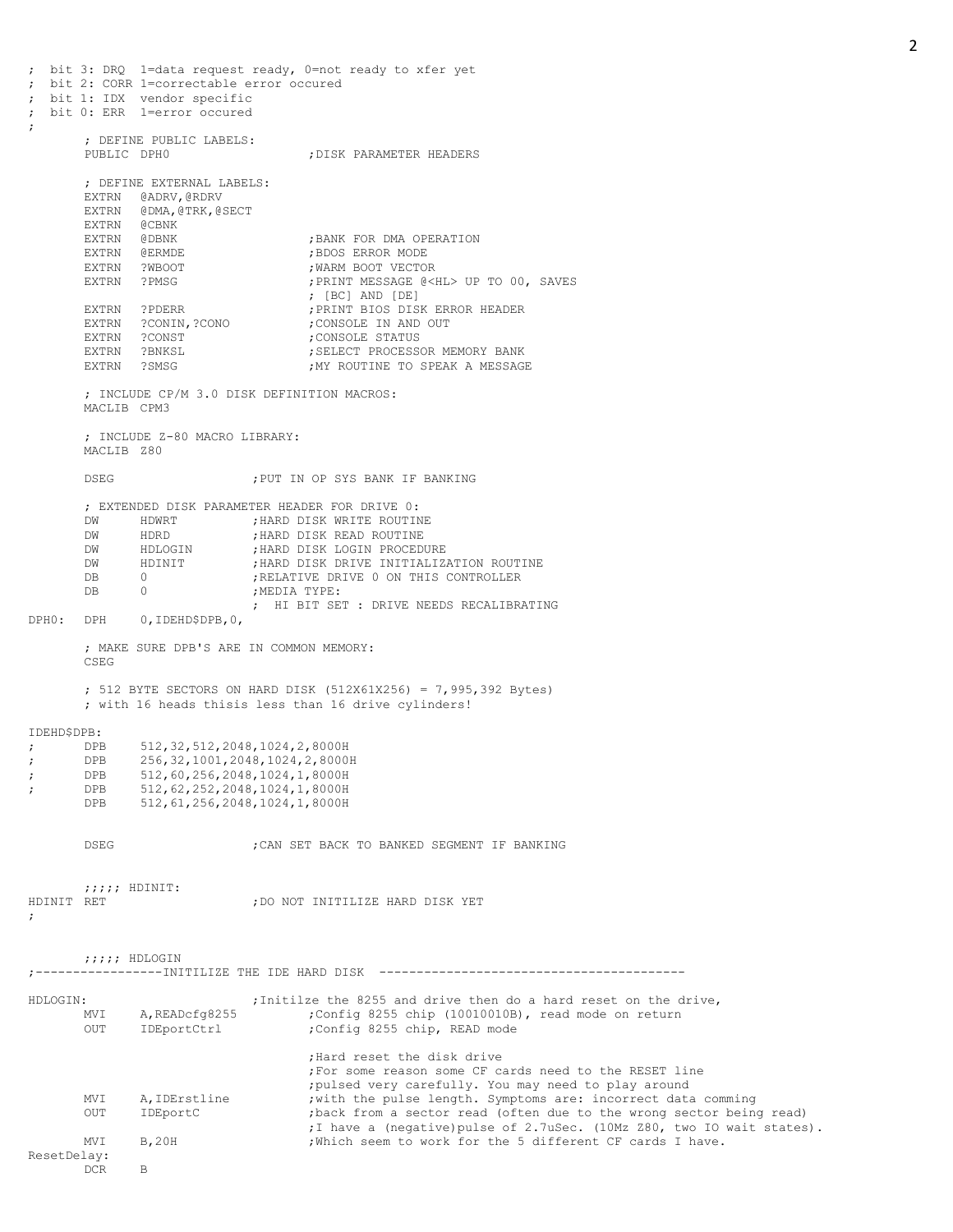```
; bit 3: DRQ  1=data request ready, 0=not ready to xfer yet
; bit 2: CORR 1=correctable error occured
; bit 1: IDX  vendor specific
; bit 0: ERR  1=error occured
;
       ; DEFINE PUBLIC LABELS:
       PUBLIC DPH0                   ;DISK PARAMETER HEADERS

       ; DEFINE EXTERNAL LABELS:
       EXTRN  @ADRV,@RDRV
       EXTRN  @DMA,@TRK,@SECT
       EXTRN  @CBNK
       EXTRN  @DBNK                  ;BANK FOR DMA OPERATION
       EXTRN  @ERMDE                 ;BDOS ERROR MODE
       EXTRN  ?WBOOT                 ;WARM BOOT VECTOR
       EXTRN  ?PMSG                  ;PRINT MESSAGE @<HL> UP TO 00, SAVES
                                     ; [BC] AND [DE]
       EXTRN  ?PDERR                 ;PRINT BIOS DISK ERROR HEADER
       EXTRN  ?CONIN,?CONO           ;CONSOLE IN AND OUT
       EXTRN  ?CONST                 ;CONSOLE STATUS
       EXTRN  ?BNKSL                 ;SELECT PROCESSOR MEMORY BANK
       EXTRN  ?SMSG                  ;MY ROUTINE TO SPEAK A MESSAGE

       ; INCLUDE CP/M 3.0 DISK DEFINITION MACROS:
       MACLIB CPM3

       ; INCLUDE Z-80 MACRO LIBRARY:
       MACLIB Z80

       DSEG                   ;PUT IN OP SYS BANK IF BANKING

       ; EXTENDED DISK PARAMETER HEADER FOR DRIVE 0:
       DW     HDWRT           ;HARD DISK WRITE ROUTINE
       DW     HDRD            ;HARD DISK READ ROUTINE
       DW     HDLOGIN         ;HARD DISK LOGIN PROCEDURE
       DW     HDINIT          ;HARD DISK DRIVE INITIALIZATION ROUTINE
       DB     0               ;RELATIVE DRIVE 0 ON THIS CONTROLLER
       DB     0               ;MEDIA TYPE:
                              ;  HI BIT SET : DRIVE NEEDS RECALIBRATING
DPH0:  DPH    0,IDEHD$DPB,0,

       ; MAKE SURE DPB'S ARE IN COMMON MEMORY:
       CSEG

       ; 512 BYTE SECTORS ON HARD DISK (512X61X256) = 7,995,392 Bytes)
       ; with 16 heads thisis less than 16 drive cylinders!

IDEHD$DPB:
;      DPB    512,32,512,2048,1024,2,8000H
;      DPB    256,32,1001,2048,1024,2,8000H
;      DPB    512,60,256,2048,1024,1,8000H
;      DPB    512,62,252,2048,1024,1,8000H
       DPB    512,61,256,2048,1024,1,8000H


       DSEG                   ;CAN SET BACK TO BANKED SEGMENT IF BANKING


       ;;;;; HDINIT:
HDINIT RET                    ;DO NOT INITILIZE HARD DISK YET
;


       ;;;;; HDLOGIN
;-----------------INITILIZE THE IDE HARD DISK  -----------------------------------------

HDLOGIN:                      ;Initilze the 8255 and drive then do a hard reset on the drive,
       MVI    A,READcfg8255          ;Config 8255 chip (10010010B), read mode on return
       OUT    IDEportCtrl            ;Config 8255 chip, READ mode

                                     ;Hard reset the disk drive
                                     ;For some reason some CF cards need to the RESET line
                                     ;pulsed very carefully. You may need to play around
       MVI    A,IDErstline           ;with the pulse length. Symptoms are: incorrect data comming
       OUT    IDEportC               ;back from a sector read (often due to the wrong sector being read)
                                     ;I have a (negative)pulse of 2.7uSec. (10Mz Z80, two IO wait states).
       MVI    B,20H                  ;Which seem to work for the 5 different CF cards I have.
ResetDelay:
       DCR    B
```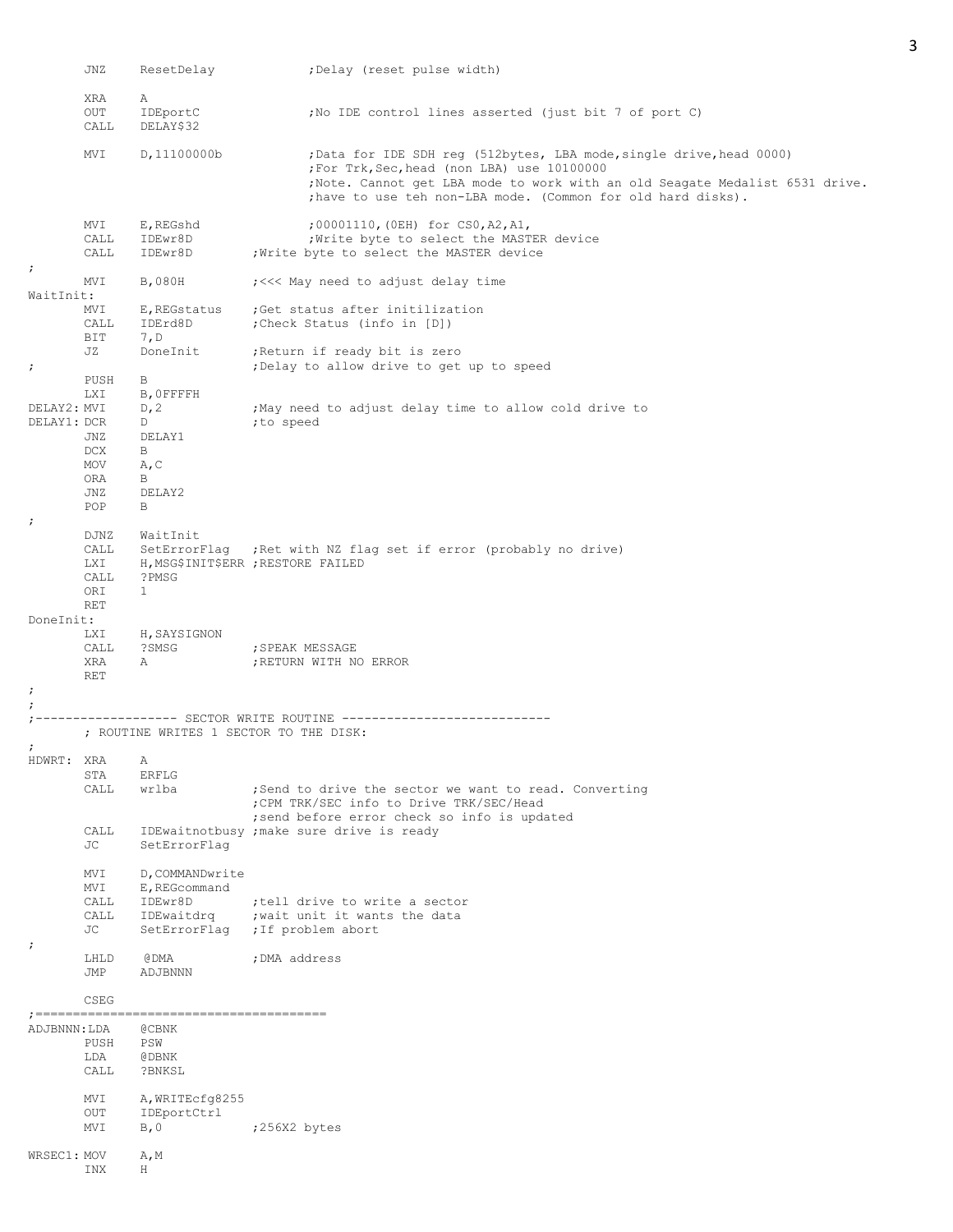```
        JNZ     ResetDelay              ;Delay (reset pulse width)

        XRA     A
        OUT     IDEportC                ;No IDE control lines asserted (just bit 7 of port C)
        CALL    DELAY$32

        MVI     D,11100000b             ;Data for IDE SDH reg (512bytes, LBA mode,single drive,head 0000)
                                        ;For Trk,Sec,head (non LBA) use 10100000
                                        ;Note. Cannot get LBA mode to work with an old Seagate Medalist 6531 drive.
                                        ;have to use teh non-LBA mode. (Common for old hard disks).

        MVI     E,REGshd                ;00001110,(0EH) for CS0,A2,A1,
        CALL    IDEwr8D                 ;Write byte to select the MASTER device
        CALL    IDEwr8D         ;Write byte to select the MASTER device
;
        MVI     B,080H          ;<<< May need to adjust delay time
WaitInit:
        MVI     E,REGstatus     ;Get status after initilization
        CALL    IDErd8D         ;Check Status (info in [D])
        BIT     7,D
        JZ      DoneInit        ;Return if ready bit is zero
;                               ;Delay to allow drive to get up to speed
        PUSH    B
        LXI     B,0FFFFH
DELAY2: MVI     D,2             ;May need to adjust delay time to allow cold drive to
DELAY1: DCR     D               ;to speed
        JNZ     DELAY1
        DCX     B
        MOV     A,C
        ORA     B
        JNZ     DELAY2
        POP     B
;
        DJNZ    WaitInit
        CALL    SetErrorFlag    ;Ret with NZ flag set if error (probably no drive)
        LXI     H,MSG$INIT$ERR ;RESTORE FAILED
        CALL    ?PMSG
        ORI     1
        RET
DoneInit:
        LXI     H,SAYSIGNON
        CALL    ?SMSG           ;SPEAK MESSAGE
        XRA     A               ;RETURN WITH NO ERROR
        RET
;
;
;------------------- SECTOR WRITE ROUTINE ----------------------------
        ; ROUTINE WRITES 1 SECTOR TO THE DISK:
;
HDWRT:  XRA     A
        STA     ERFLG
        CALL    wrlba           ;Send to drive the sector we want to read. Converting
                                ;CPM TRK/SEC info to Drive TRK/SEC/Head
                                ;send before error check so info is updated
        CALL    IDEwaitnotbusy ;make sure drive is ready
        JC      SetErrorFlag

        MVI     D,COMMANDwrite
        MVI     E,REGcommand
        CALL    IDEwr8D         ;tell drive to write a sector
        CALL    IDEwaitdrq      ;wait unit it wants the data
        JC      SetErrorFlag    ;If problem abort
;
        LHLD    @DMA            ;DMA address
        JMP     ADJBNNN

        CSEG
;=======================================
ADJBNNN:LDA     @CBNK
        PUSH    PSW
        LDA     @DBNK
        CALL    ?BNKSL

        MVI     A,WRITEcfg8255
        OUT     IDEportCtrl
        MVI     B,0             ;256X2 bytes

WRSEC1: MOV     A,M
        INX     H
```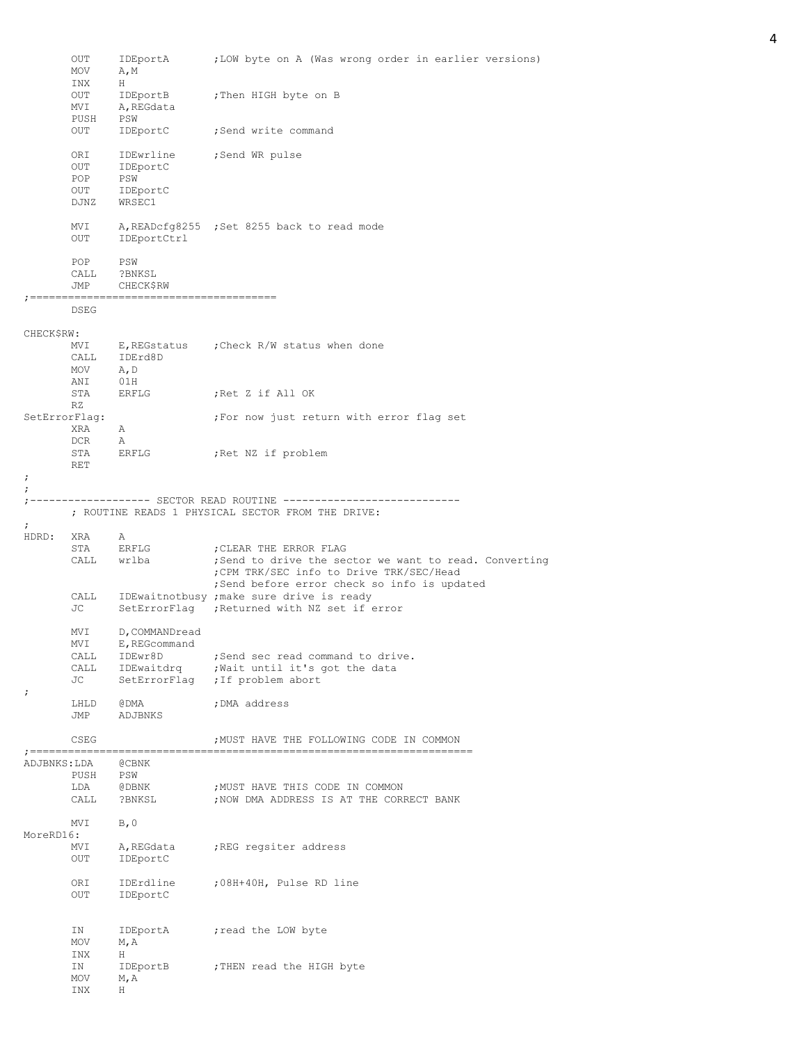```
        OUT     IDEportA        ;LOW byte on A (Was wrong order in earlier versions)
        MOV     A,M
        INX     H
        OUT     IDEportB        ;Then HIGH byte on B
        MVI     A,REGdata
        PUSH    PSW
        OUT     IDEportC        ;Send write command

        ORI     IDEwrline       ;Send WR pulse
        OUT     IDEportC
        POP     PSW
        OUT     IDEportC
        DJNZ    WRSEC1

        MVI     A,READcfg8255   ;Set 8255 back to read mode
        OUT     IDEportCtrl

        POP     PSW
        CALL    ?BNKSL
        JMP     CHECK$RW
;=====================================
        DSEG

CHECK$RW:
        MVI     E,REGstatus     ;Check R/W status when done
        CALL    IDErd8D
        MOV     A,D
        ANI     01H
        STA     ERFLG           ;Ret Z if All OK
        RZ
SetErrorFlag:                   ;For now just return with error flag set
        XRA     A
        DCR     A
        STA     ERFLG           ;Ret NZ if problem
        RET
;
;
;------------------- SECTOR READ ROUTINE ----------------------------
        ; ROUTINE READS 1 PHYSICAL SECTOR FROM THE DRIVE:
;
HDRD:   XRA     A
        STA     ERFLG           ;CLEAR THE ERROR FLAG
        CALL    wrlba           ;Send to drive the sector we want to read. Converting
                                ;CPM TRK/SEC info to Drive TRK/SEC/Head
                                ;Send before error check so info is updated
        CALL    IDEwaitnotbusy  ;make sure drive is ready
        JC      SetErrorFlag    ;Returned with NZ set if error

        MVI     D,COMMANDread
        MVI     E,REGcommand
        CALL    IDEwr8D         ;Send sec read command to drive.
        CALL    IDEwaitdrq      ;Wait until it's got the data
        JC      SetErrorFlag    ;If problem abort
;
        LHLD    @DMA            ;DMA address
        JMP     ADJBNKS

        CSEG                    ;MUST HAVE THE FOLLOWING CODE IN COMMON
;=====================================================================
ADJBNKS:LDA     @CBNK
        PUSH    PSW
        LDA     @DBNK           ;MUST HAVE THIS CODE IN COMMON
        CALL    ?BNKSL          ;NOW DMA ADDRESS IS AT THE CORRECT BANK

        MVI     B,0
MoreRD16:
        MVI     A,REGdata       ;REG regsiter address
        OUT     IDEportC

        ORI     IDErdline       ;08H+40H, Pulse RD line
        OUT     IDEportC


        IN      IDEportA        ;read the LOW byte
        MOV     M,A
        INX     H
        IN      IDEportB        ;THEN read the HIGH byte
        MOV     M,A
        INX     H
```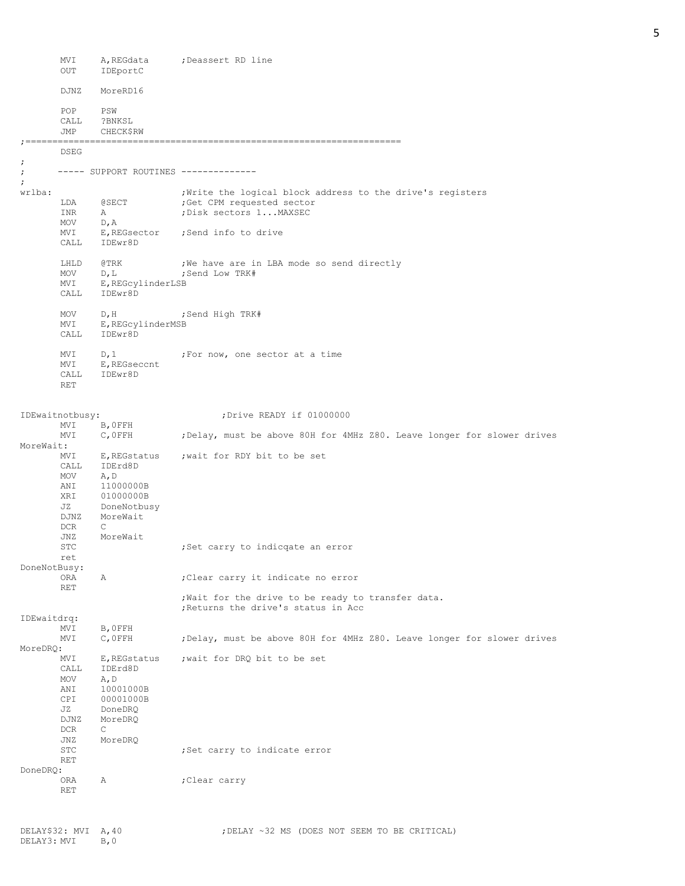```
        MVI     A,REGdata       ;Deassert RD line
        OUT     IDEportC

        DJNZ    MoreRD16

        POP     PSW
        CALL    ?BNKSL
        JMP     CHECK$RW
;=====================================================================
        DSEG
;
;       ----- SUPPORT ROUTINES --------------
;
wrlba:                          ;Write the logical block address to the drive's registers
        LDA     @SECT           ;Get CPM requested sector
        INR     A               ;Disk sectors 1...MAXSEC
        MOV     D,A
        MVI     E,REGsector     ;Send info to drive
        CALL    IDEwr8D

        LHLD    @TRK            ;We have are in LBA mode so send directly
        MOV     D,L             ;Send Low TRK#
        MVI     E,REGcylinderLSB
        CALL    IDEwr8D

        MOV     D,H             ;Send High TRK#
        MVI     E,REGcylinderMSB
        CALL    IDEwr8D

        MVI     D,1             ;For now, one sector at a time
        MVI     E,REGseccnt
        CALL    IDEwr8D
        RET


IDEwaitnotbusy:                         ;Drive READY if 01000000
        MVI     B,0FFH
        MVI     C,0FFH          ;Delay, must be above 80H for 4MHz Z80. Leave longer for slower drives
MoreWait:
        MVI     E,REGstatus     ;wait for RDY bit to be set
        CALL    IDErd8D
        MOV     A,D
        ANI     11000000B
        XRI     01000000B
        JZ      DoneNotbusy
        DJNZ    MoreWait
        DCR     C
        JNZ     MoreWait
        STC                     ;Set carry to indicqate an error
        ret
DoneNotBusy:
        ORA     A               ;Clear carry it indicate no error
        RET
                                ;Wait for the drive to be ready to transfer data.
                                ;Returns the drive's status in Acc
IDEwaitdrq:
        MVI     B,0FFH
        MVI     C,0FFH          ;Delay, must be above 80H for 4MHz Z80. Leave longer for slower drives
MoreDRQ:
        MVI     E,REGstatus     ;wait for DRQ bit to be set
        CALL    IDErd8D
        MOV     A,D
        ANI     10001000B
        CPI     00001000B
        JZ      DoneDRQ
        DJNZ    MoreDRQ
        DCR     C
        JNZ     MoreDRQ
        STC                     ;Set carry to indicate error
        RET
DoneDRQ:
        ORA     A               ;Clear carry
        RET


DELAY$32: MVI  A,40                 ;DELAY ~32 MS (DOES NOT SEEM TO BE CRITICAL)
DELAY3: MVI     B,0
```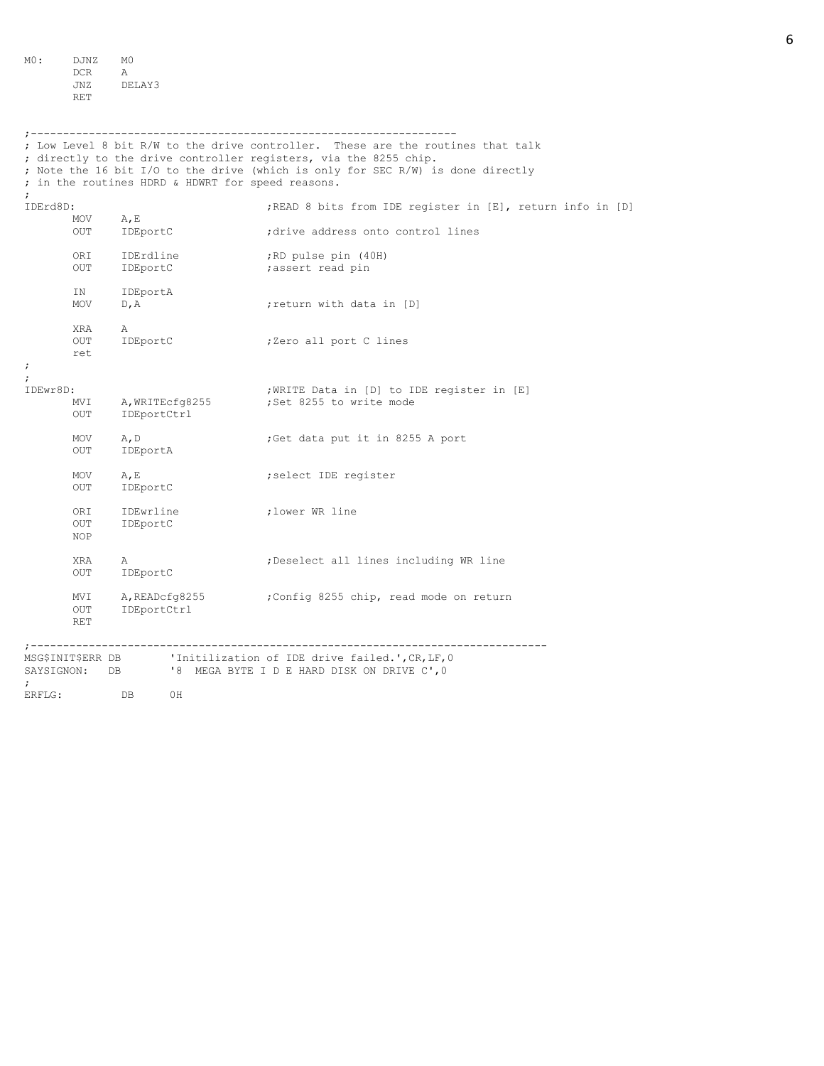```
M0:     DJNZ    M0
        DCR     A
        JNZ     DELAY3
        RET


;------------------------------------------------------------------
; Low Level 8 bit R/W to the drive controller.  These are the routines that talk
; directly to the drive controller registers, via the 8255 chip.
; Note the 16 bit I/O to the drive (which is only for SEC R/W) is done directly
; in the routines HDRD & HDWRT for speed reasons.
;
IDErd8D:                                ;READ 8 bits from IDE register in [E], return info in [D]
        MOV     A,E
        OUT     IDEportC                ;drive address onto control lines

        ORI     IDErdline               ;RD pulse pin (40H)
        OUT     IDEportC                ;assert read pin

        IN      IDEportA
        MOV     D,A                     ;return with data in [D]

        XRA     A
        OUT     IDEportC                ;Zero all port C lines
        ret
;
;
IDEwr8D:                                ;WRITE Data in [D] to IDE register in [E]
        MVI     A,WRITEcfg8255          ;Set 8255 to write mode
        OUT     IDEportCtrl

        MOV     A,D                     ;Get data put it in 8255 A port
        OUT     IDEportA

        MOV     A,E                     ;select IDE register
        OUT     IDEportC

        ORI     IDEwrline               ;lower WR line
        OUT     IDEportC
        NOP

        XRA     A                       ;Deselect all lines including WR line
        OUT     IDEportC

        MVI     A,READcfg8255           ;Config 8255 chip, read mode on return
        OUT     IDEportCtrl
        RET

;--------------------------------------------------------------------------------
MSG$INIT$ERR DB        'Initilization of IDE drive failed.',CR,LF,0
SAYSIGNON:   DB        '8  MEGA BYTE I D E HARD DISK ON DRIVE C',0
;
ERFLG:          DB      0H
```